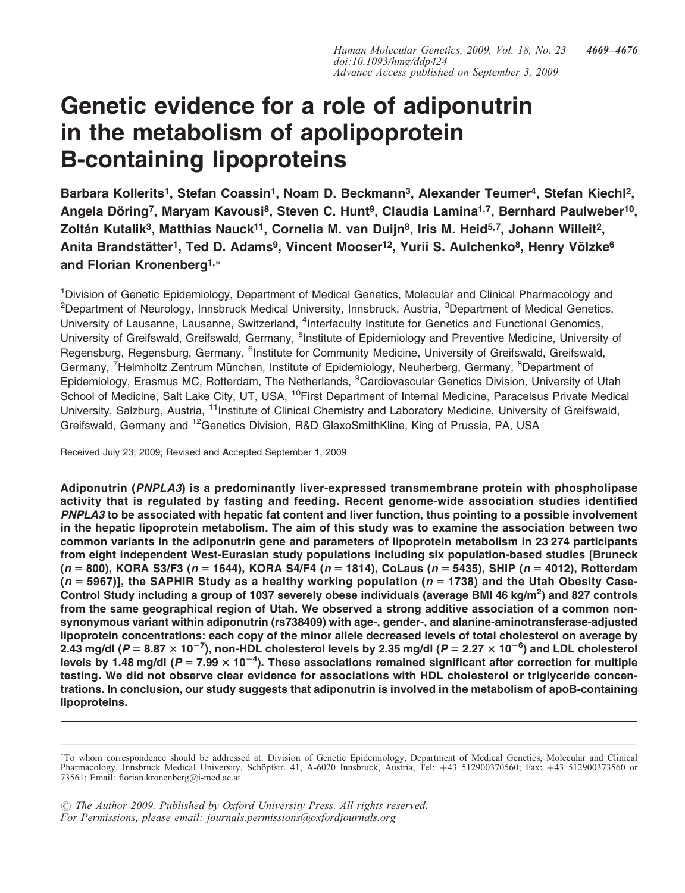# Genetic evidence for a role of adiponutrin in the metabolism of apolipoprotein B-containing lipoproteins

**Barbara Kollerits[1], Stefan Coassin[1], Noam D. Beckmann[3], Alexander Teumer[4], Stefan Kiechl[2], Angela Döring[7], Maryam Kavousi[8], Steven C. Hunt[9], Claudia Lamina[1,7], Bernhard Paulweber[10], Zoltán Kutalik[3], Matthias Nauck[11], Cornelia M. van Duijn[8], Iris M. Heid[5,7], Johann Willeit[2], Anita Brandstätter[1], Ted D. Adams[9], Vincent Mooser[12], Yurii S. Aulchenko[8], Henry Völzke[6] and Florian Kronenberg[1,*]**

[1]Division of Genetic Epidemiology, Department of Medical Genetics, Molecular and Clinical Pharmacology and [2]Department of Neurology, Innsbruck Medical University, Innsbruck, Austria, [3]Department of Medical Genetics, University of Lausanne, Lausanne, Switzerland, [4]Interfaculty Institute for Genetics and Functional Genomics, University of Greifswald, Greifswald, Germany, [5]Institute of Epidemiology and Preventive Medicine, University of Regensburg, Regensburg, Germany, [6]Institute for Community Medicine, University of Greifswald, Greifswald, Germany, [7]Helmholtz Zentrum München, Institute of Epidemiology, Neuherberg, Germany, [8]Department of Epidemiology, Erasmus MC, Rotterdam, The Netherlands, [9]Cardiovascular Genetics Division, University of Utah School of Medicine, Salt Lake City, UT, USA, [10]First Department of Internal Medicine, Paracelsus Private Medical University, Salzburg, Austria, [11]Institute of Clinical Chemistry and Laboratory Medicine, University of Greifswald, Greifswald, Germany and [12]Genetics Division, R&D GlaxoSmithKline, King of Prussia, PA, USA

Received July 23, 2009; Revised and Accepted September 1, 2009

**Adiponutrin (*PNPLA3*) is a predominantly liver-expressed transmembrane protein with phospholipase activity that is regulated by fasting and feeding. Recent genome-wide association studies identified *PNPLA3* to be associated with hepatic fat content and liver function, thus pointing to a possible involvement in the hepatic lipoprotein metabolism. The aim of this study was to examine the association between two common variants in the adiponutrin gene and parameters of lipoprotein metabolism in 23 274 participants from eight independent West-Eurasian study populations including six population-based studies [Bruneck ($n = 800$), KORA S3/F3 ($n = 1644$), KORA S4/F4 ($n = 1814$), CoLaus ($n = 5435$), SHIP ($n = 4012$), Rotterdam ($n = 5967$)], the SAPHIR Study as a healthy working population ($n = 1738$) and the Utah Obesity Case-Control Study including a group of 1037 severely obese individuals (average BMI 46 kg/m$^2$) and 827 controls from the same geographical region of Utah. We observed a strong additive association of a common non-synonymous variant within adiponutrin (rs738409) with age-, gender-, and alanine-aminotransferase-adjusted lipoprotein concentrations: each copy of the minor allele decreased levels of total cholesterol on average by 2.43 mg/dl ($P = 8.87 \times 10^{-7}$), non-HDL cholesterol levels by 2.35 mg/dl ($P = 2.27 \times 10^{-6}$) and LDL cholesterol levels by 1.48 mg/dl ($P = 7.99 \times 10^{-4}$). These associations remained significant after correction for multiple testing. We did not observe clear evidence for associations with HDL cholesterol or triglyceride concentrations. In conclusion, our study suggests that adiponutrin is involved in the metabolism of apoB-containing lipoproteins.**

---

*To whom correspondence should be addressed at: Division of Genetic Epidemiology, Department of Medical Genetics, Molecular and Clinical Pharmacology, Innsbruck Medical University, Schöpfstr. 41, A-6020 Innsbruck, Austria, Tel: +43 512900370560; Fax: +43 512900373560 or 73561; Email: florian.kronenberg@i-med.ac.at

© The Author 2009. Published by Oxford University Press. All rights reserved.
For Permissions, please email: journals.permissions@oxfordjournals.org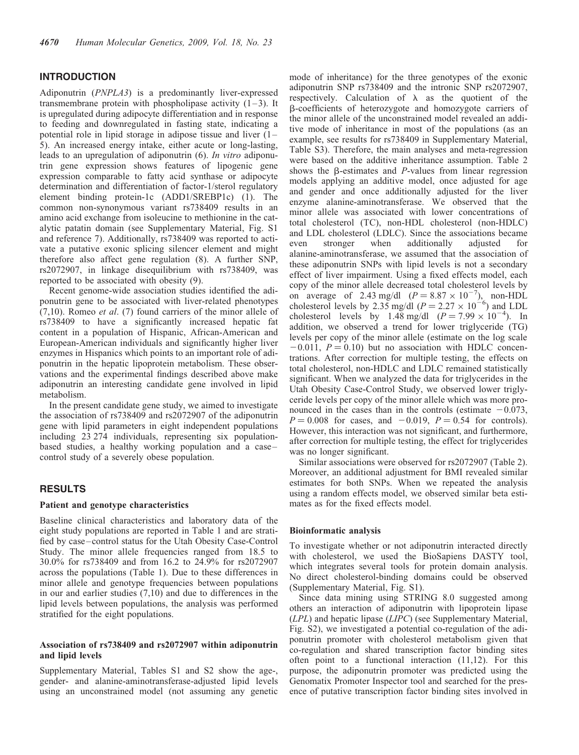## INTRODUCTION

Adiponutrin (*PNPLA3*) is a predominantly liver-expressed transmembrane protein with phospholipase activity (1–3). It is upregulated during adipocyte differentiation and in response to feeding and downregulated in fasting state, indicating a potential role in lipid storage in adipose tissue and liver (1–5). An increased energy intake, either acute or long-lasting, leads to an upregulation of adiponutrin (6). *In vitro* adiponutrin gene expression shows features of lipogenic gene expression comparable to fatty acid synthase or adipocyte determination and differentiation of factor-1/sterol regulatory element binding protein-1c (ADD1/SREBP1c) (1). The common non-synonymous variant rs738409 results in an amino acid exchange from isoleucine to methionine in the catalytic patatin domain (see Supplementary Material, Fig. S1 and reference 7). Additionally, rs738409 was reported to activate a putative exonic splicing silencer element and might therefore also affect gene regulation (8). A further SNP, rs2072907, in linkage disequilibrium with rs738409, was reported to be associated with obesity (9).

Recent genome-wide association studies identified the adiponutrin gene to be associated with liver-related phenotypes (7,10). Romeo *et al*. (7) found carriers of the minor allele of rs738409 to have a significantly increased hepatic fat content in a population of Hispanic, African-American and European-American individuals and significantly higher liver enzymes in Hispanics which points to an important role of adiponutrin in the hepatic lipoprotein metabolism. These observations and the experimental findings described above make adiponutrin an interesting candidate gene involved in lipid metabolism.

In the present candidate gene study, we aimed to investigate the association of rs738409 and rs2072907 of the adiponutrin gene with lipid parameters in eight independent populations including 23 274 individuals, representing six population-based studies, a healthy working population and a case–control study of a severely obese population.

## RESULTS

### Patient and genotype characteristics

Baseline clinical characteristics and laboratory data of the eight study populations are reported in Table 1 and are stratified by case–control status for the Utah Obesity Case-Control Study. The minor allele frequencies ranged from 18.5 to 30.0% for rs738409 and from 16.2 to 24.9% for rs2072907 across the populations (Table 1). Due to these differences in minor allele and genotype frequencies between populations in our and earlier studies (7,10) and due to differences in the lipid levels between populations, the analysis was performed stratified for the eight populations.

### Association of rs738409 and rs2072907 within adiponutrin and lipid levels

Supplementary Material, Tables S1 and S2 show the age-, gender- and alanine-aminotransferase-adjusted lipid levels using an unconstrained model (not assuming any genetic mode of inheritance) for the three genotypes of the exonic adiponutrin SNP rs738409 and the intronic SNP rs2072907, respectively. Calculation of $\lambda$ as the quotient of the β-coefficients of heterozygote and homozygote carriers of the minor allele of the unconstrained model revealed an additive mode of inheritance in most of the populations (as an example, see results for rs738409 in Supplementary Material, Table S3). Therefore, the main analyses and meta-regression were based on the additive inheritance assumption. Table 2 shows the β-estimates and *P*-values from linear regression models applying an additive model, once adjusted for age and gender and once additionally adjusted for the liver enzyme alanine-aminotransferase. We observed that the minor allele was associated with lower concentrations of total cholesterol (TC), non-HDL cholesterol (non-HDLC) and LDL cholesterol (LDLC). Since the associations became even stronger when additionally adjusted for alanine-aminotransferase, we assumed that the association of these adiponutrin SNPs with lipid levels is not a secondary effect of liver impairment. Using a fixed effects model, each copy of the minor allele decreased total cholesterol levels by on average of 2.43 mg/dl ($P = 8.87 \times 10^{-7}$), non-HDL cholesterol levels by 2.35 mg/dl ($P = 2.27 \times 10^{-6}$) and LDL cholesterol levels by 1.48 mg/dl ($P = 7.99 \times 10^{-4}$). In addition, we observed a trend for lower triglyceride (TG) levels per copy of the minor allele (estimate on the log scale $-0.011$, $P = 0.10$) but no association with HDLC concentrations. After correction for multiple testing, the effects on total cholesterol, non-HDLC and LDLC remained statistically significant. When we analyzed the data for triglycerides in the Utah Obesity Case-Control Study, we observed lower triglyceride levels per copy of the minor allele which was more pronounced in the cases than in the controls (estimate $-0.073$, $P = 0.008$ for cases, and $-0.019$, $P = 0.54$ for controls). However, this interaction was not significant, and furthermore, after correction for multiple testing, the effect for triglycerides was no longer significant.

Similar associations were observed for rs2072907 (Table 2). Moreover, an additional adjustment for BMI revealed similar estimates for both SNPs. When we repeated the analysis using a random effects model, we observed similar beta estimates as for the fixed effects model.

### Bioinformatic analysis

To investigate whether or not adiponutrin interacted directly with cholesterol, we used the BioSapiens DASTY tool, which integrates several tools for protein domain analysis. No direct cholesterol-binding domains could be observed (Supplementary Material, Fig. S1).

Since data mining using STRING 8.0 suggested among others an interaction of adiponutrin with lipoprotein lipase (*LPL*) and hepatic lipase (*LIPC*) (see Supplementary Material, Fig. S2), we investigated a potential co-regulation of the adiponutrin promoter with cholesterol metabolism given that co-regulation and shared transcription factor binding sites often point to a functional interaction (11,12). For this purpose, the adiponutrin promoter was predicted using the Genomatix Promoter Inspector tool and searched for the presence of putative transcription factor binding sites involved in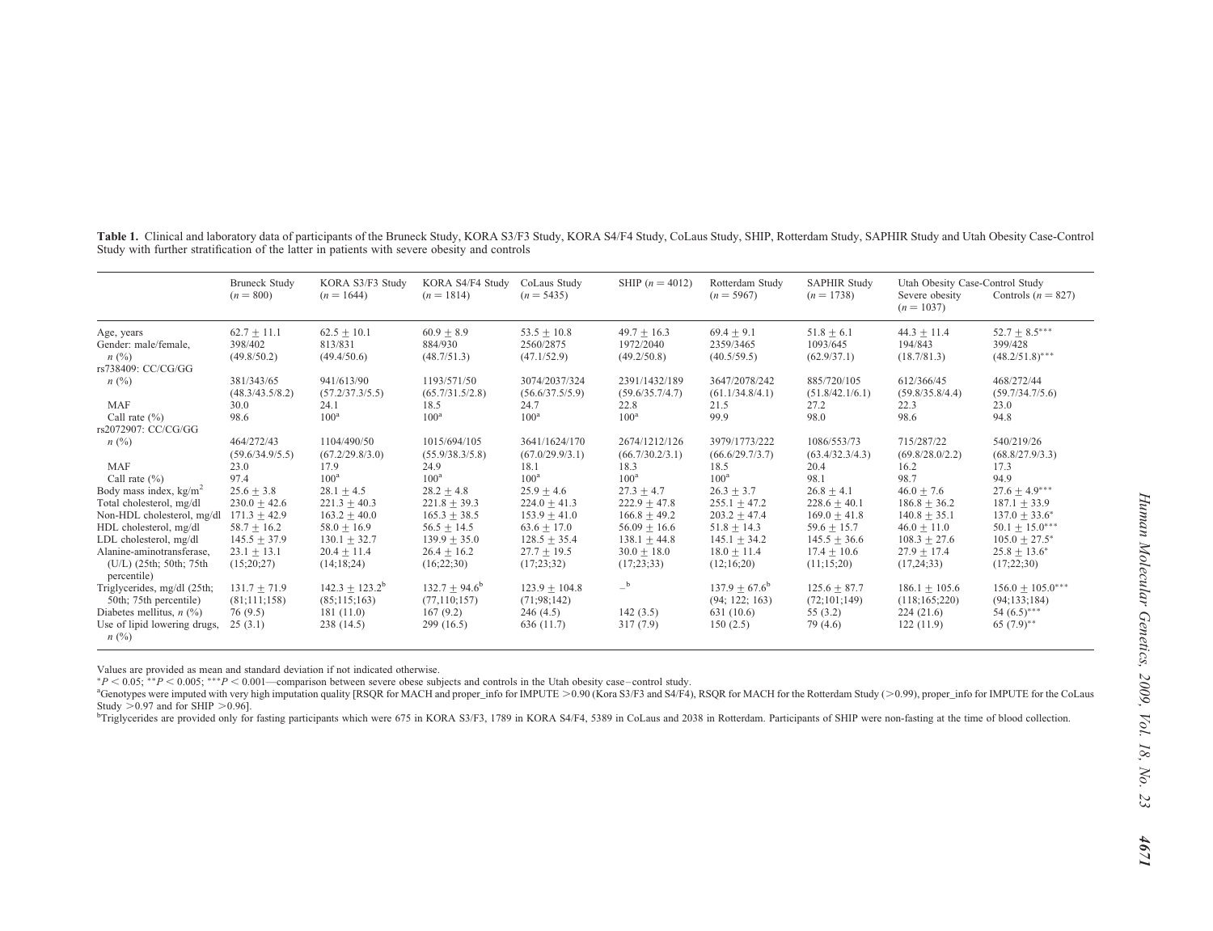**Table 1.** Clinical and laboratory data of participants of the Bruneck Study, KORA S3/F3 Study, KORA S4/F4 Study, CoLaus Study, SHIP, Rotterdam Study, SAPHIR Study and Utah Obesity Case-Control Study with further stratification of the latter in patients with severe obesity and controls

| | Bruneck Study ($n = 800$) | KORA S3/F3 Study ($n = 1644$) | KORA S4/F4 Study ($n = 1814$) | CoLaus Study ($n = 5435$) | SHIP ($n = 4012$) | Rotterdam Study ($n = 5967$) | SAPHIR Study ($n = 1738$) | Utah Obesity Case-Control Study | |
|---|---|---|---|---|---|---|---|---|---|
| | | | | | | | | Severe obesity ($n = 1037$) | Controls ($n = 827$) |
| Age, years | 62.7 ± 11.1 | 62.5 ± 10.1 | 60.9 ± 8.9 | 53.5 ± 10.8 | 49.7 ± 16.3 | 69.4 ± 9.1 | 51.8 ± 6.1 | 44.3 ± 11.4 | 52.7 ± 8.5*** |
| Gender: male/female, *n* (%) | 398/402 (49.8/50.2) | 813/831 (49.4/50.6) | 884/930 (48.7/51.3) | 2560/2875 (47.1/52.9) | 1972/2040 (49.2/50.8) | 2359/3465 (40.5/59.5) | 1093/645 (62.9/37.1) | 194/843 (18.7/81.3) | 399/428 (48.2/51.8)*** |
| rs738409: CC/CG/GG *n* (%) | 381/343/65 (48.3/43.5/8.2) | 941/613/90 (57.2/37.3/5.5) | 1193/571/50 (65.7/31.5/2.8) | 3074/2037/324 (56.6/37.5/5.9) | 2391/1432/189 (59.6/35.7/4.7) | 3647/2078/242 (61.1/34.8/4.1) | 885/720/105 (51.8/42.1/6.1) | 612/366/45 (59.8/35.8/4.4) | 468/272/44 (59.7/34.7/5.6) |
| MAF | 30.0 | 24.1 | 18.5 | 24.7 | 22.8 | 21.5 | 27.2 | 22.3 | 23.0 |
| Call rate (%) | 98.6 | 100[a] | 100[a] | 100[a] | 100[a] | 99.9 | 98.0 | 98.6 | 94.8 |
| rs2072907: CC/CG/GG *n* (%) | 464/272/43 (59.6/34.9/5.5) | 1104/490/50 (67.2/29.8/3.0) | 1015/694/105 (55.9/38.3/5.8) | 3641/1624/170 (67.0/29.9/3.1) | 2674/1212/126 (66.7/30.2/3.1) | 3979/1773/222 (66.6/29.7/3.7) | 1086/553/73 (63.4/32.3/4.3) | 715/287/22 (69.8/28.0/2.2) | 540/219/26 (68.8/27.9/3.3) |
| MAF | 23.0 | 17.9 | 24.9 | 18.1 | 18.3 | 18.5 | 20.4 | 16.2 | 17.3 |
| Call rate (%) | 97.4 | 100[a] | 100[a] | 100[a] | 100[a] | 100[a] | 98.1 | 98.7 | 94.9 |
| Body mass index, kg/m$^2$ | 25.6 ± 3.8 | 28.1 ± 4.5 | 28.2 ± 4.8 | 25.9 ± 4.6 | 27.3 ± 4.7 | 26.3 ± 3.7 | 26.8 ± 4.1 | 46.0 ± 7.6 | 27.6 ± 4.9*** |
| Total cholesterol, mg/dl | 230.0 ± 42.6 | 221.3 ± 40.3 | 221.8 ± 39.3 | 224.0 ± 41.3 | 222.9 ± 47.8 | 255.1 ± 47.2 | 228.6 ± 40.1 | 186.8 ± 36.2 | 187.1 ± 33.9 |
| Non-HDL cholesterol, mg/dl | 171.3 ± 42.9 | 163.2 ± 40.0 | 165.3 ± 38.5 | 153.9 ± 41.0 | 166.8 ± 49.2 | 203.2 ± 47.4 | 169.0 ± 41.8 | 140.8 ± 35.1 | 137.0 ± 33.6* |
| HDL cholesterol, mg/dl | 58.7 ± 16.2 | 58.0 ± 16.9 | 56.5 ± 14.5 | 63.6 ± 17.0 | 56.09 ± 16.6 | 51.8 ± 14.3 | 59.6 ± 15.7 | 46.0 ± 11.0 | 50.1 ± 15.0*** |
| LDL cholesterol, mg/dl | 145.5 ± 37.9 | 130.1 ± 32.7 | 139.9 ± 35.0 | 128.5 ± 35.4 | 138.1 ± 44.8 | 145.1 ± 34.2 | 145.5 ± 36.6 | 108.3 ± 27.6 | 105.0 ± 27.5* |
| Alanine-aminotransferase, (U/L) (25th; 50th; 75th percentile) | 23.1 ± 13.1 (15;20;27) | 20.4 ± 11.4 (14;18;24) | 26.4 ± 16.2 (16;22;30) | 27.7 ± 19.5 (17;23;32) | 30.0 ± 18.0 (17;23;33) | 18.0 ± 11.4 (12;16;20) | 17.4 ± 10.6 (11;15;20) | 27.9 ± 17.4 (17,24;33) | 25.8 ± 13.6* (17;22;30) |
| Triglycerides, mg/dl (25th; 50th; 75th percentile) | 131.7 ± 71.9 (81;111;158) | 142.3 ± 123.2[b] (85;115;163) | 132.7 ± 94.6[b] (77,110;157) | 123.9 ± 104.8 (71;98;142) | –[b] | 137.9 ± 67.6[b] (94; 122; 163) | 125.6 ± 87.7 (72;101;149) | 186.1 ± 105.6 (118;165;220) | 156.0 ± 105.0*** (94;133;184) |
| Diabetes mellitus, *n* (%) | 76 (9.5) | 181 (11.0) | 167 (9.2) | 246 (4.5) | 142 (3.5) | 631 (10.6) | 55 (3.2) | 224 (21.6) | 54 (6.5)*** |
| Use of lipid lowering drugs, *n* (%) | 25 (3.1) | 238 (14.5) | 299 (16.5) | 636 (11.7) | 317 (7.9) | 150 (2.5) | 79 (4.6) | 122 (11.9) | 65 (7.9)** |

Values are provided as mean and standard deviation if not indicated otherwise.

*$P < 0.05$; **$P < 0.005$; ***$P < 0.001$—comparison between severe obese subjects and controls in the Utah obesity case–control study.

[a]Genotypes were imputed with very high imputation quality [RSQR for MACH and proper_info for IMPUTE >0.90 (Kora S3/F3 and S4/F4), RSQR for MACH for the Rotterdam Study (>0.99), proper_info for IMPUTE for the CoLaus Study >0.97 and for SHIP >0.96].

[b]Triglycerides are provided only for fasting participants which were 675 in KORA S3/F3, 1789 in KORA S4/F4, 5389 in CoLaus and 2038 in Rotterdam. Participants of SHIP were non-fasting at the time of blood collection.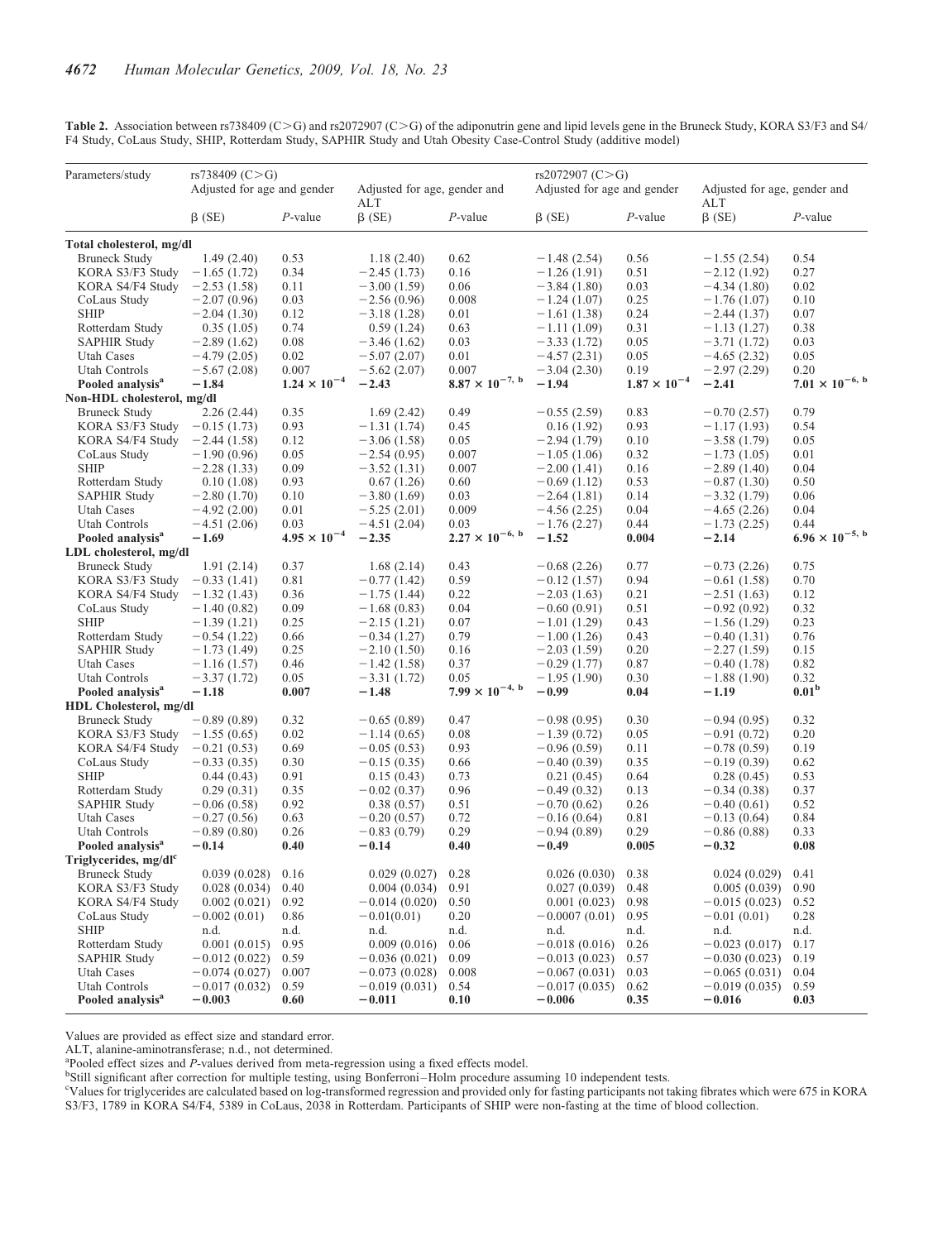**Table 2.** Association between rs738409 (C>G) and rs2072907 (C>G) of the adiponutrin gene and lipid levels gene in the Bruneck Study, KORA S3/F3 and S4/F4 Study, CoLaus Study, SHIP, Rotterdam Study, SAPHIR Study and Utah Obesity Case-Control Study (additive model)

| Parameters/study | rs738409 (C>G) Adjusted for age and gender | | Adjusted for age, gender and ALT | | rs2072907 (C>G) Adjusted for age and gender | | Adjusted for age, gender and ALT | |
|---|---|---|---|---|---|---|---|---|
| | β (SE) | *P*-value | β (SE) | *P*-value | β (SE) | *P*-value | β (SE) | *P*-value |
| **Total cholesterol, mg/dl** | | | | | | | | |
| Bruneck Study | 1.49 (2.40) | 0.53 | 1.18 (2.40) | 0.62 | −1.48 (2.54) | 0.56 | −1.55 (2.54) | 0.54 |
| KORA S3/F3 Study | −1.65 (1.72) | 0.34 | −2.45 (1.73) | 0.16 | −1.26 (1.91) | 0.51 | −2.12 (1.92) | 0.27 |
| KORA S4/F4 Study | −2.53 (1.58) | 0.11 | −3.00 (1.59) | 0.06 | −3.84 (1.80) | 0.03 | −4.34 (1.80) | 0.02 |
| CoLaus Study | −2.07 (0.96) | 0.03 | −2.56 (0.96) | 0.008 | −1.24 (1.07) | 0.25 | −1.76 (1.07) | 0.10 |
| SHIP | −2.04 (1.30) | 0.12 | −3.18 (1.28) | 0.01 | −1.61 (1.38) | 0.24 | −2.44 (1.37) | 0.07 |
| Rotterdam Study | 0.35 (1.05) | 0.74 | 0.59 (1.24) | 0.63 | −1.11 (1.09) | 0.31 | −1.13 (1.27) | 0.38 |
| SAPHIR Study | −2.89 (1.62) | 0.08 | −3.46 (1.62) | 0.03 | −3.33 (1.72) | 0.05 | −3.71 (1.72) | 0.03 |
| Utah Cases | −4.79 (2.05) | 0.02 | −5.07 (2.07) | 0.01 | −4.57 (2.31) | 0.05 | −4.65 (2.32) | 0.05 |
| Utah Controls | −5.67 (2.08) | 0.007 | −5.62 (2.07) | 0.007 | −3.04 (2.30) | 0.19 | −2.97 (2.29) | 0.20 |
| **Pooled analysis[a]** | **−1.84** | $\mathbf{1.24 \times 10^{-4}}$ | **−2.43** | $\mathbf{8.87 \times 10^{-7,\ b}}$ | **−1.94** | $\mathbf{1.87 \times 10^{-4}}$ | **−2.41** | $\mathbf{7.01 \times 10^{-6,\ b}}$ |
| **Non-HDL cholesterol, mg/dl** | | | | | | | | |
| Bruneck Study | 2.26 (2.44) | 0.35 | 1.69 (2.42) | 0.49 | −0.55 (2.59) | 0.83 | −0.70 (2.57) | 0.79 |
| KORA S3/F3 Study | −0.15 (1.73) | 0.93 | −1.31 (1.74) | 0.45 | 0.16 (1.92) | 0.93 | −1.17 (1.93) | 0.54 |
| KORA S4/F4 Study | −2.44 (1.58) | 0.12 | −3.06 (1.58) | 0.05 | −2.94 (1.79) | 0.10 | −3.58 (1.79) | 0.05 |
| CoLaus Study | −1.90 (0.96) | 0.05 | −2.54 (0.95) | 0.007 | −1.05 (1.06) | 0.32 | −1.73 (1.05) | 0.01 |
| SHIP | −2.28 (1.33) | 0.09 | −3.52 (1.31) | 0.007 | −2.00 (1.41) | 0.16 | −2.89 (1.40) | 0.04 |
| Rotterdam Study | 0.10 (1.08) | 0.93 | 0.67 (1.26) | 0.60 | −0.69 (1.12) | 0.53 | −0.87 (1.30) | 0.50 |
| SAPHIR Study | −2.80 (1.70) | 0.10 | −3.80 (1.69) | 0.03 | −2.64 (1.81) | 0.14 | −3.32 (1.79) | 0.06 |
| Utah Cases | −4.92 (2.00) | 0.01 | −5.25 (2.01) | 0.009 | −4.56 (2.25) | 0.04 | −4.65 (2.26) | 0.04 |
| Utah Controls | −4.51 (2.06) | 0.03 | −4.51 (2.04) | 0.03 | −1.76 (2.27) | 0.44 | −1.73 (2.25) | 0.44 |
| **Pooled analysis[a]** | **−1.69** | $\mathbf{4.95 \times 10^{-4}}$ | **−2.35** | $\mathbf{2.27 \times 10^{-6,\ b}}$ | **−1.52** | **0.004** | **−2.14** | $\mathbf{6.96 \times 10^{-5,\ b}}$ |
| **LDL cholesterol, mg/dl** | | | | | | | | |
| Bruneck Study | 1.91 (2.14) | 0.37 | 1.68 (2.14) | 0.43 | −0.68 (2.26) | 0.77 | −0.73 (2.26) | 0.75 |
| KORA S3/F3 Study | −0.33 (1.41) | 0.81 | −0.77 (1.42) | 0.59 | −0.12 (1.57) | 0.94 | −0.61 (1.58) | 0.70 |
| KORA S4/F4 Study | −1.32 (1.43) | 0.36 | −1.75 (1.44) | 0.22 | −2.03 (1.63) | 0.21 | −2.51 (1.63) | 0.12 |
| CoLaus Study | −1.40 (0.82) | 0.09 | −1.68 (0.83) | 0.04 | −0.60 (0.91) | 0.51 | −0.92 (0.92) | 0.32 |
| SHIP | −1.39 (1.21) | 0.25 | −2.15 (1.21) | 0.07 | −1.01 (1.29) | 0.43 | −1.56 (1.29) | 0.23 |
| Rotterdam Study | −0.54 (1.22) | 0.66 | −0.34 (1.27) | 0.79 | −1.00 (1.26) | 0.43 | −0.40 (1.31) | 0.76 |
| SAPHIR Study | −1.73 (1.49) | 0.25 | −2.10 (1.50) | 0.16 | −2.03 (1.59) | 0.20 | −2.27 (1.59) | 0.15 |
| Utah Cases | −1.16 (1.57) | 0.46 | −1.42 (1.58) | 0.37 | −0.29 (1.77) | 0.87 | −0.40 (1.78) | 0.82 |
| Utah Controls | −3.37 (1.72) | 0.05 | −3.31 (1.72) | 0.05 | −1.95 (1.90) | 0.30 | −1.88 (1.90) | 0.32 |
| **Pooled analysis[a]** | **−1.18** | **0.007** | **−1.48** | $\mathbf{7.99 \times 10^{-4,\ b}}$ | **−0.99** | **0.04** | **−1.19** | **0.01[b]** |
| **HDL Cholesterol, mg/dl** | | | | | | | | |
| Bruneck Study | −0.89 (0.89) | 0.32 | −0.65 (0.89) | 0.47 | −0.98 (0.95) | 0.30 | −0.94 (0.95) | 0.32 |
| KORA S3/F3 Study | −1.55 (0.65) | 0.02 | −1.14 (0.65) | 0.08 | −1.39 (0.72) | 0.05 | −0.91 (0.72) | 0.20 |
| KORA S4/F4 Study | −0.21 (0.53) | 0.69 | −0.05 (0.53) | 0.93 | −0.96 (0.59) | 0.11 | −0.78 (0.59) | 0.19 |
| CoLaus Study | −0.33 (0.35) | 0.30 | −0.15 (0.35) | 0.66 | −0.40 (0.39) | 0.35 | −0.19 (0.39) | 0.62 |
| SHIP | 0.44 (0.43) | 0.91 | 0.15 (0.43) | 0.73 | 0.21 (0.45) | 0.64 | 0.28 (0.45) | 0.53 |
| Rotterdam Study | 0.29 (0.31) | 0.35 | −0.02 (0.37) | 0.96 | −0.49 (0.32) | 0.13 | −0.34 (0.38) | 0.37 |
| SAPHIR Study | −0.06 (0.58) | 0.92 | 0.38 (0.57) | 0.51 | −0.70 (0.62) | 0.26 | −0.40 (0.61) | 0.52 |
| Utah Cases | −0.27 (0.56) | 0.63 | −0.20 (0.57) | 0.72 | −0.16 (0.64) | 0.81 | −0.13 (0.64) | 0.84 |
| Utah Controls | −0.89 (0.80) | 0.26 | −0.83 (0.79) | 0.29 | −0.94 (0.89) | 0.29 | −0.86 (0.88) | 0.33 |
| **Pooled analysis[a]** | **−0.14** | **0.40** | **−0.14** | **0.40** | **−0.49** | **0.005** | **−0.32** | **0.08** |
| **Triglycerides, mg/dl[c]** | | | | | | | | |
| Bruneck Study | 0.039 (0.028) | 0.16 | 0.029 (0.027) | 0.28 | 0.026 (0.030) | 0.38 | 0.024 (0.029) | 0.41 |
| KORA S3/F3 Study | 0.028 (0.034) | 0.40 | 0.004 (0.034) | 0.91 | 0.027 (0.039) | 0.48 | 0.005 (0.039) | 0.90 |
| KORA S4/F4 Study | 0.002 (0.021) | 0.92 | −0.014 (0.020) | 0.50 | 0.001 (0.023) | 0.98 | −0.015 (0.023) | 0.52 |
| CoLaus Study | −0.002 (0.01) | 0.86 | −0.01(0.01) | 0.20 | −0.0007 (0.01) | 0.95 | −0.01 (0.01) | 0.28 |
| SHIP | n.d. | n.d. | n.d. | n.d. | n.d. | n.d. | n.d. | n.d. |
| Rotterdam Study | 0.001 (0.015) | 0.95 | 0.009 (0.016) | 0.06 | −0.018 (0.016) | 0.26 | −0.023 (0.017) | 0.17 |
| SAPHIR Study | −0.012 (0.022) | 0.59 | −0.036 (0.021) | 0.09 | −0.013 (0.023) | 0.57 | −0.030 (0.023) | 0.19 |
| Utah Cases | −0.074 (0.027) | 0.007 | −0.073 (0.028) | 0.008 | −0.067 (0.031) | 0.03 | −0.065 (0.031) | 0.04 |
| Utah Controls | −0.017 (0.032) | 0.59 | −0.019 (0.031) | 0.54 | −0.017 (0.035) | 0.62 | −0.019 (0.035) | 0.59 |
| **Pooled analysis[a]** | **−0.003** | **0.60** | **−0.011** | **0.10** | **−0.006** | **0.35** | **−0.016** | **0.03** |

Values are provided as effect size and standard error.

ALT, alanine-aminotransferase; n.d., not determined.

[a]Pooled effect sizes and *P*-values derived from meta-regression using a fixed effects model.

[b]Still significant after correction for multiple testing, using Bonferroni–Holm procedure assuming 10 independent tests.

[c]Values for triglycerides are calculated based on log-transformed regression and provided only for fasting participants not taking fibrates which were 675 in KORA S3/F3, 1789 in KORA S4/F4, 5389 in CoLaus, 2038 in Rotterdam. Participants of SHIP were non-fasting at the time of blood collection.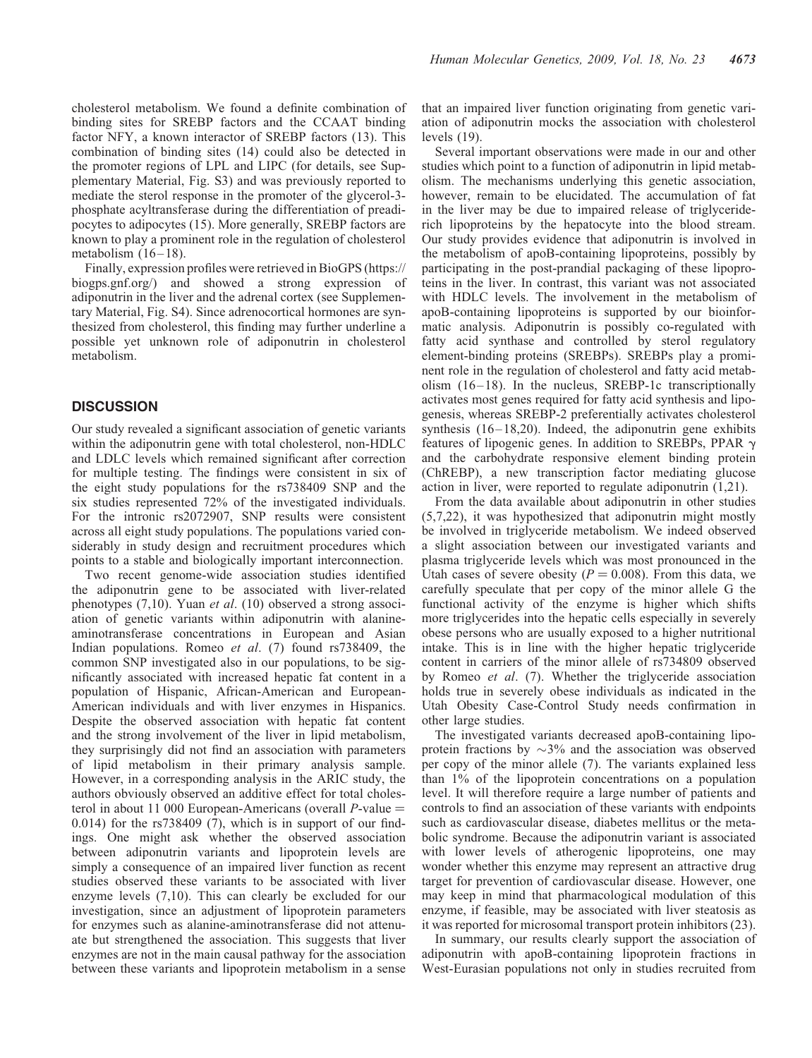cholesterol metabolism. We found a definite combination of binding sites for SREBP factors and the CCAAT binding factor NFY, a known interactor of SREBP factors (13). This combination of binding sites (14) could also be detected in the promoter regions of LPL and LIPC (for details, see Supplementary Material, Fig. S3) and was previously reported to mediate the sterol response in the promoter of the glycerol-3-phosphate acyltransferase during the differentiation of preadipocytes to adipocytes (15). More generally, SREBP factors are known to play a prominent role in the regulation of cholesterol metabolism (16–18).

Finally, expression profiles were retrieved in BioGPS (https://biogps.gnf.org/) and showed a strong expression of adiponutrin in the liver and the adrenal cortex (see Supplementary Material, Fig. S4). Since adrenocortical hormones are synthesized from cholesterol, this finding may further underline a possible yet unknown role of adiponutrin in cholesterol metabolism.

## DISCUSSION

Our study revealed a significant association of genetic variants within the adiponutrin gene with total cholesterol, non-HDLC and LDLC levels which remained significant after correction for multiple testing. The findings were consistent in six of the eight study populations for the rs738409 SNP and the six studies represented 72% of the investigated individuals. For the intronic rs2072907, SNP results were consistent across all eight study populations. The populations varied considerably in study design and recruitment procedures which points to a stable and biologically important interconnection.

Two recent genome-wide association studies identified the adiponutrin gene to be associated with liver-related phenotypes (7,10). Yuan *et al*. (10) observed a strong association of genetic variants within adiponutrin with alanine-aminotransferase concentrations in European and Asian Indian populations. Romeo *et al*. (7) found rs738409, the common SNP investigated also in our populations, to be significantly associated with increased hepatic fat content in a population of Hispanic, African-American and European-American individuals and with liver enzymes in Hispanics. Despite the observed association with hepatic fat content and the strong involvement of the liver in lipid metabolism, they surprisingly did not find an association with parameters of lipid metabolism in their primary analysis sample. However, in a corresponding analysis in the ARIC study, the authors obviously observed an additive effect for total cholesterol in about 11 000 European-Americans (overall $P$-value = 0.014) for the rs738409 (7), which is in support of our findings. One might ask whether the observed association between adiponutrin variants and lipoprotein levels are simply a consequence of an impaired liver function as recent studies observed these variants to be associated with liver enzyme levels (7,10). This can clearly be excluded for our investigation, since an adjustment of lipoprotein parameters for enzymes such as alanine-aminotransferase did not attenuate but strengthened the association. This suggests that liver enzymes are not in the main causal pathway for the association between these variants and lipoprotein metabolism in a sense that an impaired liver function originating from genetic variation of adiponutrin mocks the association with cholesterol levels (19).

Several important observations were made in our and other studies which point to a function of adiponutrin in lipid metabolism. The mechanisms underlying this genetic association, however, remain to be elucidated. The accumulation of fat in the liver may be due to impaired release of triglyceride-rich lipoproteins by the hepatocyte into the blood stream. Our study provides evidence that adiponutrin is involved in the metabolism of apoB-containing lipoproteins, possibly by participating in the post-prandial packaging of these lipoproteins in the liver. In contrast, this variant was not associated with HDLC levels. The involvement in the metabolism of apoB-containing lipoproteins is supported by our bioinformatic analysis. Adiponutrin is possibly co-regulated with fatty acid synthase and controlled by sterol regulatory element-binding proteins (SREBPs). SREBPs play a prominent role in the regulation of cholesterol and fatty acid metabolism (16–18). In the nucleus, SREBP-1c transcriptionally activates most genes required for fatty acid synthesis and lipogenesis, whereas SREBP-2 preferentially activates cholesterol synthesis (16–18,20). Indeed, the adiponutrin gene exhibits features of lipogenic genes. In addition to SREBPs, PPAR $\gamma$ and the carbohydrate responsive element binding protein (ChREBP), a new transcription factor mediating glucose action in liver, were reported to regulate adiponutrin (1,21).

From the data available about adiponutrin in other studies (5,7,22), it was hypothesized that adiponutrin might mostly be involved in triglyceride metabolism. We indeed observed a slight association between our investigated variants and plasma triglyceride levels which was most pronounced in the Utah cases of severe obesity ($P = 0.008$). From this data, we carefully speculate that per copy of the minor allele G the functional activity of the enzyme is higher which shifts more triglycerides into the hepatic cells especially in severely obese persons who are usually exposed to a higher nutritional intake. This is in line with the higher hepatic triglyceride content in carriers of the minor allele of rs734809 observed by Romeo *et al*. (7). Whether the triglyceride association holds true in severely obese individuals as indicated in the Utah Obesity Case-Control Study needs confirmation in other large studies.

The investigated variants decreased apoB-containing lipoprotein fractions by ~3% and the association was observed per copy of the minor allele (7). The variants explained less than 1% of the lipoprotein concentrations on a population level. It will therefore require a large number of patients and controls to find an association of these variants with endpoints such as cardiovascular disease, diabetes mellitus or the metabolic syndrome. Because the adiponutrin variant is associated with lower levels of atherogenic lipoproteins, one may wonder whether this enzyme may represent an attractive drug target for prevention of cardiovascular disease. However, one may keep in mind that pharmacological modulation of this enzyme, if feasible, may be associated with liver steatosis as it was reported for microsomal transport protein inhibitors (23).

In summary, our results clearly support the association of adiponutrin with apoB-containing lipoprotein fractions in West-Eurasian populations not only in studies recruited from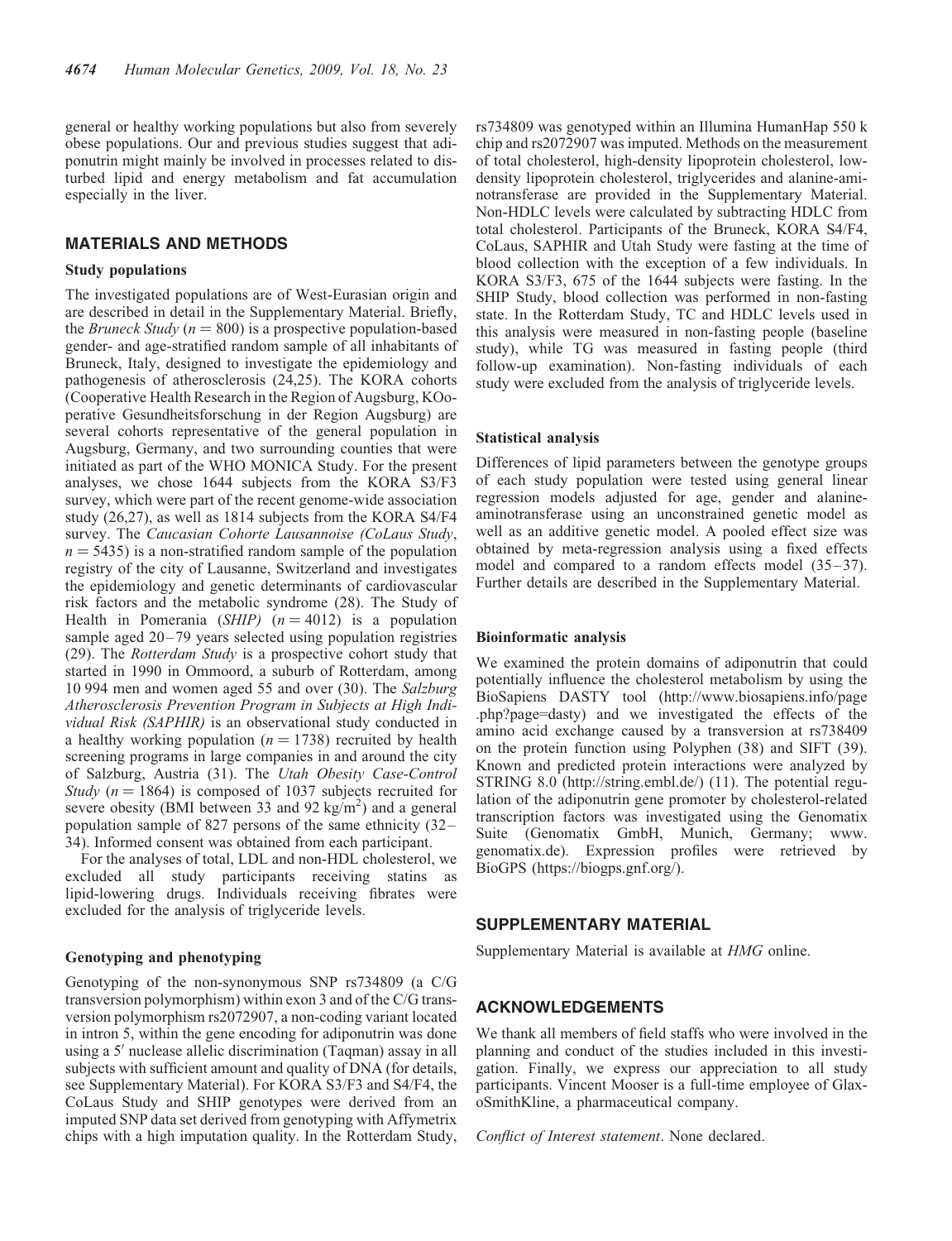general or healthy working populations but also from severely obese populations. Our and previous studies suggest that adiponutrin might mainly be involved in processes related to disturbed lipid and energy metabolism and fat accumulation especially in the liver.

## MATERIALS AND METHODS

### Study populations

The investigated populations are of West-Eurasian origin and are described in detail in the Supplementary Material. Briefly, the *Bruneck Study* ($n = 800$) is a prospective population-based gender- and age-stratified random sample of all inhabitants of Bruneck, Italy, designed to investigate the epidemiology and pathogenesis of atherosclerosis (24,25). The KORA cohorts (Cooperative Health Research in the Region of Augsburg, KOoperative Gesundheitsforschung in der Region Augsburg) are several cohorts representative of the general population in Augsburg, Germany, and two surrounding counties that were initiated as part of the WHO MONICA Study. For the present analyses, we chose 1644 subjects from the KORA S3/F3 survey, which were part of the recent genome-wide association study (26,27), as well as 1814 subjects from the KORA S4/F4 survey. The *Caucasian Cohorte Lausannoise (CoLaus Study*, $n = 5435$) is a non-stratified random sample of the population registry of the city of Lausanne, Switzerland and investigates the epidemiology and genetic determinants of cardiovascular risk factors and the metabolic syndrome (28). The Study of Health in Pomerania (*SHIP*) ($n = 4012$) is a population sample aged 20–79 years selected using population registries (29). The *Rotterdam Study* is a prospective cohort study that started in 1990 in Ommoord, a suburb of Rotterdam, among 10 994 men and women aged 55 and over (30). The *Salzburg Atherosclerosis Prevention Program in Subjects at High Individual Risk (SAPHIR)* is an observational study conducted in a healthy working population ($n = 1738$) recruited by health screening programs in large companies in and around the city of Salzburg, Austria (31). The *Utah Obesity Case-Control Study* ($n = 1864$) is composed of 1037 subjects recruited for severe obesity (BMI between 33 and 92 $kg/m^2$) and a general population sample of 827 persons of the same ethnicity (32–34). Informed consent was obtained from each participant.

For the analyses of total, LDL and non-HDL cholesterol, we excluded all study participants receiving statins as lipid-lowering drugs. Individuals receiving fibrates were excluded for the analysis of triglyceride levels.

### Genotyping and phenotyping

Genotyping of the non-synonymous SNP rs734809 (a C/G transversion polymorphism) within exon 3 and of the C/G transversion polymorphism rs2072907, a non-coding variant located in intron 5, within the gene encoding for adiponutrin was done using a 5′ nuclease allelic discrimination (Taqman) assay in all subjects with sufficient amount and quality of DNA (for details, see Supplementary Material). For KORA S3/F3 and S4/F4, the CoLaus Study and SHIP genotypes were derived from an imputed SNP data set derived from genotyping with Affymetrix chips with a high imputation quality. In the Rotterdam Study, rs734809 was genotyped within an Illumina HumanHap 550 k chip and rs2072907 was imputed. Methods on the measurement of total cholesterol, high-density lipoprotein cholesterol, low-density lipoprotein cholesterol, triglycerides and alanine-aminotransferase are provided in the Supplementary Material. Non-HDLC levels were calculated by subtracting HDLC from total cholesterol. Participants of the Bruneck, KORA S4/F4, CoLaus, SAPHIR and Utah Study were fasting at the time of blood collection with the exception of a few individuals. In KORA S3/F3, 675 of the 1644 subjects were fasting. In the SHIP Study, blood collection was performed in non-fasting state. In the Rotterdam Study, TC and HDLC levels used in this analysis were measured in non-fasting people (baseline study), while TG was measured in fasting people (third follow-up examination). Non-fasting individuals of each study were excluded from the analysis of triglyceride levels.

### Statistical analysis

Differences of lipid parameters between the genotype groups of each study population were tested using general linear regression models adjusted for age, gender and alanine-aminotransferase using an unconstrained genetic model as well as an additive genetic model. A pooled effect size was obtained by meta-regression analysis using a fixed effects model and compared to a random effects model (35–37). Further details are described in the Supplementary Material.

### Bioinformatic analysis

We examined the protein domains of adiponutrin that could potentially influence the cholesterol metabolism by using the BioSapiens DASTY tool (http://www.biosapiens.info/page.php?page=dasty) and we investigated the effects of the amino acid exchange caused by a transversion at rs738409 on the protein function using Polyphen (38) and SIFT (39). Known and predicted protein interactions were analyzed by STRING 8.0 (http://string.embl.de/) (11). The potential regulation of the adiponutrin gene promoter by cholesterol-related transcription factors was investigated using the Genomatix Suite (Genomatix GmbH, Munich, Germany; www.genomatix.de). Expression profiles were retrieved by BioGPS (https://biogps.gnf.org/).

## SUPPLEMENTARY MATERIAL

Supplementary Material is available at *HMG* online.

## ACKNOWLEDGEMENTS

We thank all members of field staffs who were involved in the planning and conduct of the studies included in this investigation. Finally, we express our appreciation to all study participants. Vincent Mooser is a full-time employee of GlaxoSmithKline, a pharmaceutical company.

*Conflict of Interest statement*. None declared.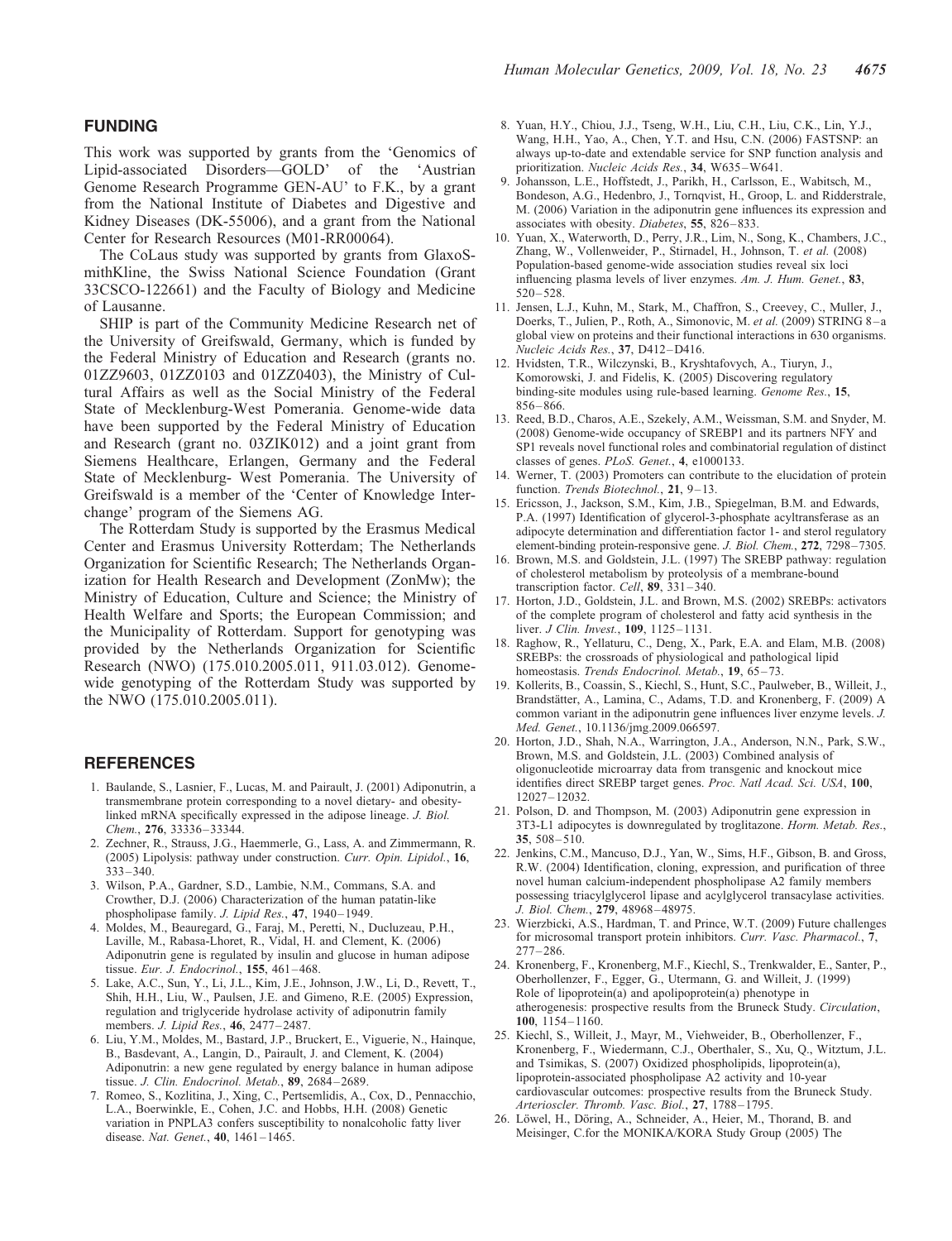## FUNDING

This work was supported by grants from the 'Genomics of Lipid-associated Disorders—GOLD' of the 'Austrian Genome Research Programme GEN-AU' to F.K., by a grant from the National Institute of Diabetes and Digestive and Kidney Diseases (DK-55006), and a grant from the National Center for Research Resources (M01-RR00064).

The CoLaus study was supported by grants from GlaxoSmithKline, the Swiss National Science Foundation (Grant 33CSCO-122661) and the Faculty of Biology and Medicine of Lausanne.

SHIP is part of the Community Medicine Research net of the University of Greifswald, Germany, which is funded by the Federal Ministry of Education and Research (grants no. 01ZZ9603, 01ZZ0103 and 01ZZ0403), the Ministry of Cultural Affairs as well as the Social Ministry of the Federal State of Mecklenburg-West Pomerania. Genome-wide data have been supported by the Federal Ministry of Education and Research (grant no. 03ZIK012) and a joint grant from Siemens Healthcare, Erlangen, Germany and the Federal State of Mecklenburg- West Pomerania. The University of Greifswald is a member of the 'Center of Knowledge Interchange' program of the Siemens AG.

The Rotterdam Study is supported by the Erasmus Medical Center and Erasmus University Rotterdam; The Netherlands Organization for Scientific Research; The Netherlands Organization for Health Research and Development (ZonMw); the Ministry of Education, Culture and Science; the Ministry of Health Welfare and Sports; the European Commission; and the Municipality of Rotterdam. Support for genotyping was provided by the Netherlands Organization for Scientific Research (NWO) (175.010.2005.011, 911.03.012). Genome-wide genotyping of the Rotterdam Study was supported by the NWO (175.010.2005.011).

## REFERENCES

1. Baulande, S., Lasnier, F., Lucas, M. and Pairault, J. (2001) Adiponutrin, a transmembrane protein corresponding to a novel dietary- and obesity-linked mRNA specifically expressed in the adipose lineage. *J. Biol. Chem.*, **276**, 33336–33344.
2. Zechner, R., Strauss, J.G., Haemmerle, G., Lass, A. and Zimmermann, R. (2005) Lipolysis: pathway under construction. *Curr. Opin. Lipidol.*, **16**, 333–340.
3. Wilson, P.A., Gardner, S.D., Lambie, N.M., Commans, S.A. and Crowther, D.J. (2006) Characterization of the human patatin-like phospholipase family. *J. Lipid Res.*, **47**, 1940–1949.
4. Moldes, M., Beauregard, G., Faraj, M., Peretti, N., Ducluzeau, P.H., Laville, M., Rabasa-Lhoret, R., Vidal, H. and Clement, K. (2006) Adiponutrin gene is regulated by insulin and glucose in human adipose tissue. *Eur. J. Endocrinol.*, **155**, 461–468.
5. Lake, A.C., Sun, Y., Li, J.L., Kim, J.E., Johnson, J.W., Li, D., Revett, T., Shih, H.H., Liu, W., Paulsen, J.E. and Gimeno, R.E. (2005) Expression, regulation and triglyceride hydrolase activity of adiponutrin family members. *J. Lipid Res.*, **46**, 2477–2487.
6. Liu, Y.M., Moldes, M., Bastard, J.P., Bruckert, E., Viguerie, N., Hainque, B., Basdevant, A., Langin, D., Pairault, J. and Clement, K. (2004) Adiponutrin: a new gene regulated by energy balance in human adipose tissue. *J. Clin. Endocrinol. Metab.*, **89**, 2684–2689.
7. Romeo, S., Kozlitina, J., Xing, C., Pertsemlidis, A., Cox, D., Pennacchio, L.A., Boerwinkle, E., Cohen, J.C. and Hobbs, H.H. (2008) Genetic variation in PNPLA3 confers susceptibility to nonalcoholic fatty liver disease. *Nat. Genet.*, **40**, 1461–1465.
8. Yuan, H.Y., Chiou, J.J., Tseng, W.H., Liu, C.H., Liu, C.K., Lin, Y.J., Wang, H.H., Yao, A., Chen, Y.T. and Hsu, C.N. (2006) FASTSNP: an always up-to-date and extendable service for SNP function analysis and prioritization. *Nucleic Acids Res.*, **34**, W635–W641.
9. Johansson, L.E., Hoffstedt, J., Parikh, H., Carlsson, E., Wabitsch, M., Bondeson, A.G., Hedenbro, J., Tornqvist, H., Groop, L. and Ridderstrale, M. (2006) Variation in the adiponutrin gene influences its expression and associates with obesity. *Diabetes*, **55**, 826–833.
10. Yuan, X., Waterworth, D., Perry, J.R., Lim, N., Song, K., Chambers, J.C., Zhang, W., Vollenweider, P., Stirnadel, H., Johnson, T. *et al.* (2008) Population-based genome-wide association studies reveal six loci influencing plasma levels of liver enzymes. *Am. J. Hum. Genet.*, **83**, 520–528.
11. Jensen, L.J., Kuhn, M., Stark, M., Chaffron, S., Creevey, C., Muller, J., Doerks, T., Julien, P., Roth, A., Simonovic, M. *et al.* (2009) STRING 8–a global view on proteins and their functional interactions in 630 organisms. *Nucleic Acids Res.*, **37**, D412–D416.
12. Hvidsten, T.R., Wilczynski, B., Kryshtafovych, A., Tiuryn, J., Komorowski, J. and Fidelis, K. (2005) Discovering regulatory binding-site modules using rule-based learning. *Genome Res.*, **15**, 856–866.
13. Reed, B.D., Charos, A.E., Szekely, A.M., Weissman, S.M. and Snyder, M. (2008) Genome-wide occupancy of SREBP1 and its partners NFY and SP1 reveals novel functional roles and combinatorial regulation of distinct classes of genes. *PLoS. Genet.*, **4**, e1000133.
14. Werner, T. (2003) Promoters can contribute to the elucidation of protein function. *Trends Biotechnol.*, **21**, 9–13.
15. Ericsson, J., Jackson, S.M., Kim, J.B., Spiegelman, B.M. and Edwards, P.A. (1997) Identification of glycerol-3-phosphate acyltransferase as an adipocyte determination and differentiation factor 1- and sterol regulatory element-binding protein-responsive gene. *J. Biol. Chem.*, **272**, 7298–7305.
16. Brown, M.S. and Goldstein, J.L. (1997) The SREBP pathway: regulation of cholesterol metabolism by proteolysis of a membrane-bound transcription factor. *Cell*, **89**, 331–340.
17. Horton, J.D., Goldstein, J.L. and Brown, M.S. (2002) SREBPs: activators of the complete program of cholesterol and fatty acid synthesis in the liver. *J Clin. Invest.*, **109**, 1125–1131.
18. Raghow, R., Yellaturu, C., Deng, X., Park, E.A. and Elam, M.B. (2008) SREBPs: the crossroads of physiological and pathological lipid homeostasis. *Trends Endocrinol. Metab.*, **19**, 65–73.
19. Kollerits, B., Coassin, S., Kiechl, S., Hunt, S.C., Paulweber, B., Willeit, J., Brandstätter, A., Lamina, C., Adams, T.D. and Kronenberg, F. (2009) A common variant in the adiponutrin gene influences liver enzyme levels. *J. Med. Genet.*, 10.1136/jmg.2009.066597.
20. Horton, J.D., Shah, N.A., Warrington, J.A., Anderson, N.N., Park, S.W., Brown, M.S. and Goldstein, J.L. (2003) Combined analysis of oligonucleotide microarray data from transgenic and knockout mice identifies direct SREBP target genes. *Proc. Natl Acad. Sci. USA*, **100**, 12027–12032.
21. Polson, D. and Thompson, M. (2003) Adiponutrin gene expression in 3T3-L1 adipocytes is downregulated by troglitazone. *Horm. Metab. Res.*, **35**, 508–510.
22. Jenkins, C.M., Mancuso, D.J., Yan, W., Sims, H.F., Gibson, B. and Gross, R.W. (2004) Identification, cloning, expression, and purification of three novel human calcium-independent phospholipase A2 family members possessing triacylglycerol lipase and acylglycerol transacylase activities. *J. Biol. Chem.*, **279**, 48968–48975.
23. Wierzbicki, A.S., Hardman, T. and Prince, W.T. (2009) Future challenges for microsomal transport protein inhibitors. *Curr. Vasc. Pharmacol.*, **7**, 277–286.
24. Kronenberg, F., Kronenberg, M.F., Kiechl, S., Trenkwalder, E., Santer, P., Oberhollenzer, F., Egger, G., Utermann, G. and Willeit, J. (1999) Role of lipoprotein(a) and apolipoprotein(a) phenotype in atherogenesis: prospective results from the Bruneck Study. *Circulation*, **100**, 1154–1160.
25. Kiechl, S., Willeit, J., Mayr, M., Viehweider, B., Oberhollenzer, F., Kronenberg, F., Wiedermann, C.J., Oberthaler, S., Xu, Q., Witztum, J.L. and Tsimikas, S. (2007) Oxidized phospholipids, lipoprotein(a), lipoprotein-associated phospholipase A2 activity and 10-year cardiovascular outcomes: prospective results from the Bruneck Study. *Arterioscler. Thromb. Vasc. Biol.*, **27**, 1788–1795.
26. Löwel, H., Döring, A., Schneider, A., Heier, M., Thorand, B. and Meisinger, C.for the MONIKA/KORA Study Group (2005) The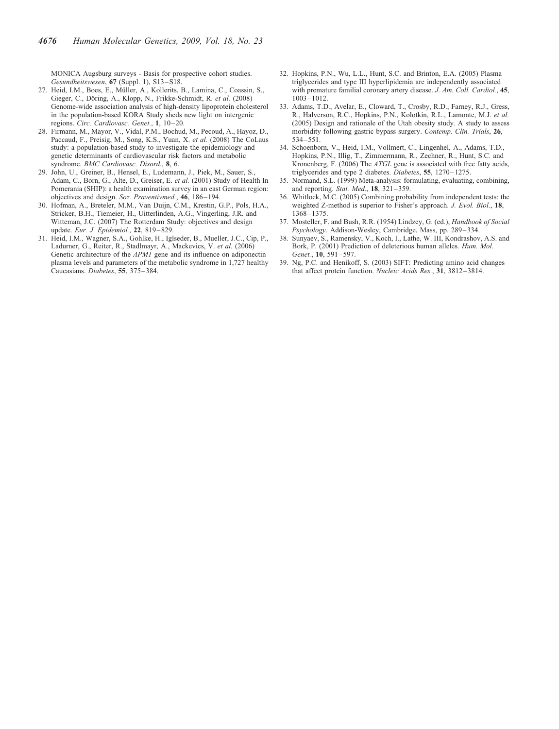MONICA Augsburg surveys - Basis for prospective cohort studies. *Gesundheitswesen*, **67** (Suppl. 1), S13–S18.

27. Heid, I.M., Boes, E., Müller, A., Kollerits, B., Lamina, C., Coassin, S., Gieger, C., Döring, A., Klopp, N., Frikke-Schmidt, R. *et al.* (2008) Genome-wide association analysis of high-density lipoprotein cholesterol in the population-based KORA Study sheds new light on intergenic regions. *Circ. Cardiovasc. Genet.*, **1**, 10–20.
28. Firmann, M., Mayor, V., Vidal, P.M., Bochud, M., Pecoud, A., Hayoz, D., Paccaud, F., Preisig, M., Song, K.S., Yuan, X. *et al.* (2008) The CoLaus study: a population-based study to investigate the epidemiology and genetic determinants of cardiovascular risk factors and metabolic syndrome. *BMC Cardiovasc. Disord.*, **8**, 6.
29. John, U., Greiner, B., Hensel, E., Ludemann, J., Piek, M., Sauer, S., Adam, C., Born, G., Alte, D., Greiser, E. *et al.* (2001) Study of Health In Pomerania (SHIP): a health examination survey in an east German region: objectives and design. *Soz. Praventivmed.*, **46**, 186–194.
30. Hofman, A., Breteler, M.M., Van Duijn, C.M., Krestin, G.P., Pols, H.A., Stricker, B.H., Tiemeier, H., Uitterlinden, A.G., Vingerling, J.R. and Witteman, J.C. (2007) The Rotterdam Study: objectives and design update. *Eur. J. Epidemiol.*, **22**, 819–829.
31. Heid, I.M., Wagner, S.A., Gohlke, H., Iglseder, B., Mueller, J.C., Cip, P., Ladurner, G., Reiter, R., Stadlmayr, A., Mackevics, V. *et al.* (2006) Genetic architecture of the *APM1* gene and its influence on adiponectin plasma levels and parameters of the metabolic syndrome in 1,727 healthy Caucasians. *Diabetes*, **55**, 375–384.
32. Hopkins, P.N., Wu, L.L., Hunt, S.C. and Brinton, E.A. (2005) Plasma triglycerides and type III hyperlipidemia are independently associated with premature familial coronary artery disease. *J. Am. Coll. Cardiol.*, **45**, 1003–1012.
33. Adams, T.D., Avelar, E., Cloward, T., Crosby, R.D., Farney, R.J., Gress, R., Halverson, R.C., Hopkins, P.N., Kolotkin, R.L., Lamonte, M.J. *et al.* (2005) Design and rationale of the Utah obesity study. A study to assess morbidity following gastric bypass surgery. *Contemp. Clin. Trials*, **26**, 534–551.
34. Schoenborn, V., Heid, I.M., Vollmert, C., Lingenhel, A., Adams, T.D., Hopkins, P.N., Illig, T., Zimmermann, R., Zechner, R., Hunt, S.C. and Kronenberg, F. (2006) The *ATGL* gene is associated with free fatty acids, triglycerides and type 2 diabetes. *Diabetes*, **55**, 1270–1275.
35. Normand, S.L. (1999) Meta-analysis: formulating, evaluating, combining, and reporting. *Stat. Med.*, **18**, 321–359.
36. Whitlock, M.C. (2005) Combining probability from independent tests: the weighted Z-method is superior to Fisher's approach. *J. Evol. Biol.*, **18**, 1368–1375.
37. Mosteller, F. and Bush, R.R. (1954) Lindzey, G. (ed.), *Handbook of Social Psychology*. Addison-Wesley, Cambridge, Mass, pp. 289–334.
38. Sunyaev, S., Ramensky, V., Koch, I., Lathe, W. III, Kondrashov, A.S. and Bork, P. (2001) Prediction of deleterious human alleles. *Hum. Mol. Genet.*, **10**, 591–597.
39. Ng, P.C. and Henikoff, S. (2003) SIFT: Predicting amino acid changes that affect protein function. *Nucleic Acids Res.*, **31**, 3812–3814.